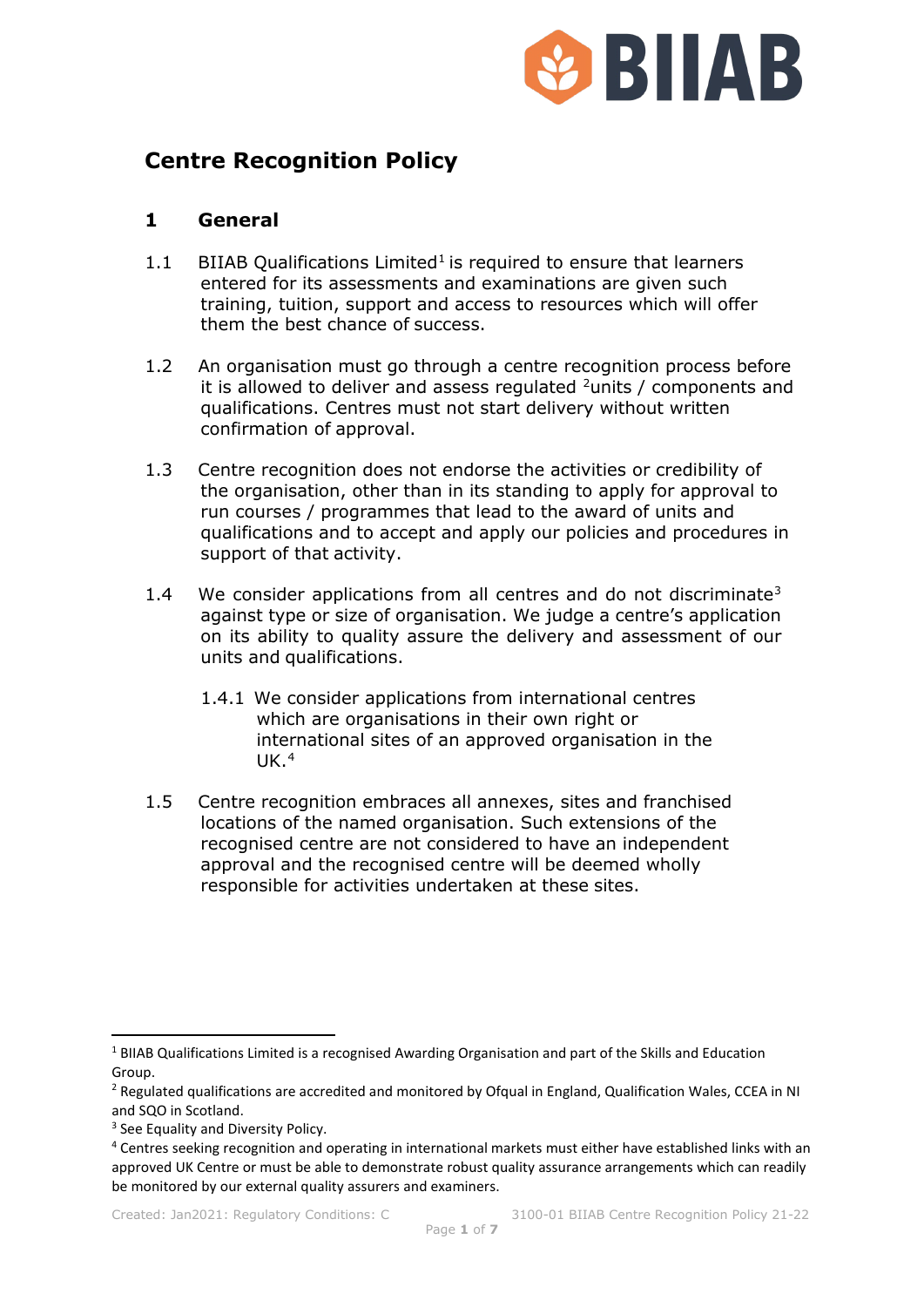# Centre Recognition Policy

## 1 General

1.1 BIIAB Qualifications Limited[1] is required to ensure that learners entered for its assessments and examinations are given such training, tuition, support and access to resources which will offer them the best chance of success.

1.2 An organisation must go through a centre recognition process before it is allowed to deliver and assess regulated [2]units / components and qualifications. Centres must not start delivery without written confirmation of approval.

1.3 Centre recognition does not endorse the activities or credibility of the organisation, other than in its standing to apply for approval to run courses / programmes that lead to the award of units and qualifications and to accept and apply our policies and procedures in support of that activity.

1.4 We consider applications from all centres and do not discriminate[3] against type or size of organisation. We judge a centre's application on its ability to quality assure the delivery and assessment of our units and qualifications.

1.4.1 We consider applications from international centres which are organisations in their own right or international sites of an approved organisation in the UK.[4]

1.5 Centre recognition embraces all annexes, sites and franchised locations of the named organisation. Such extensions of the recognised centre are not considered to have an independent approval and the recognised centre will be deemed wholly responsible for activities undertaken at these sites.

---

[1] BIIAB Qualifications Limited is a recognised Awarding Organisation and part of the Skills and Education Group.

[2] Regulated qualifications are accredited and monitored by Ofqual in England, Qualification Wales, CCEA in NI and SQO in Scotland.

[3] See Equality and Diversity Policy.

[4] Centres seeking recognition and operating in international markets must either have established links with an approved UK Centre or must be able to demonstrate robust quality assurance arrangements which can readily be monitored by our external quality assurers and examiners.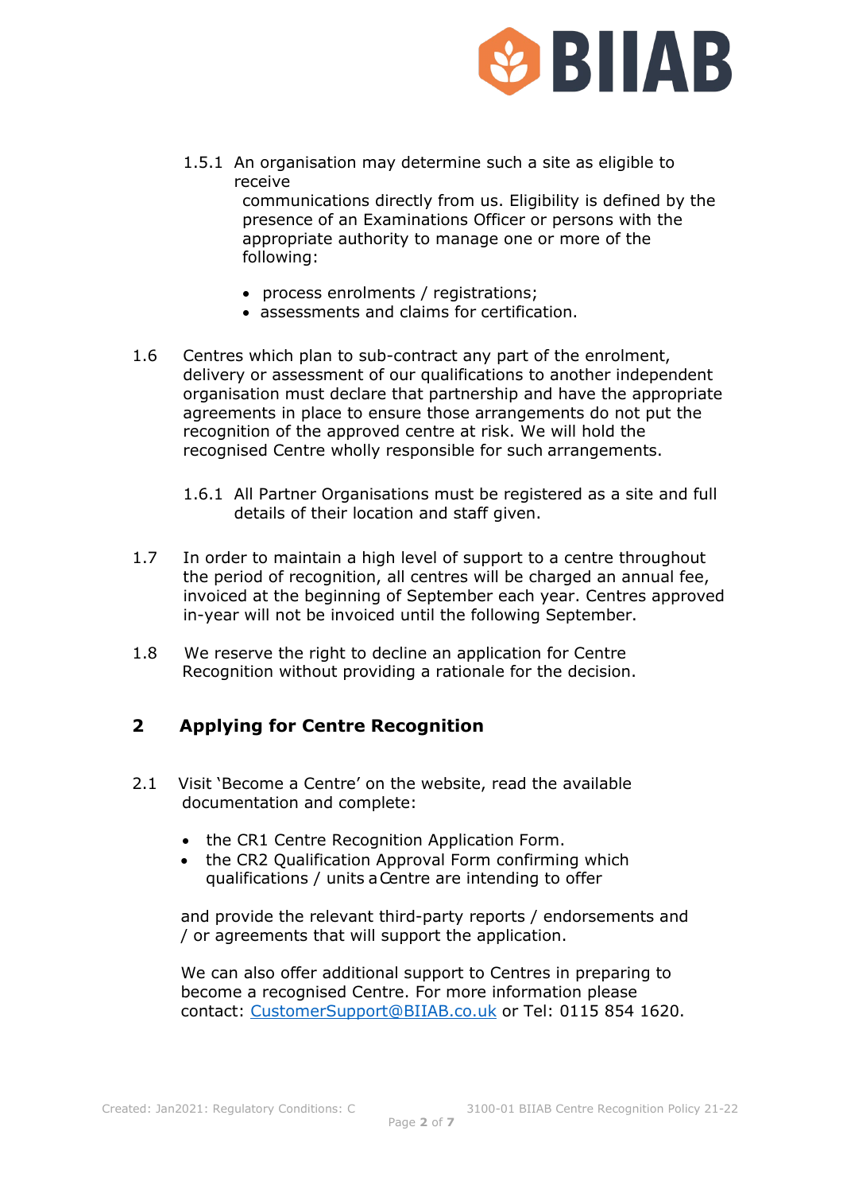1.5.1 An organisation may determine such a site as eligible to receive communications directly from us. Eligibility is defined by the presence of an Examinations Officer or persons with the appropriate authority to manage one or more of the following:

- process enrolments / registrations;
- assessments and claims for certification.

1.6 Centres which plan to sub-contract any part of the enrolment, delivery or assessment of our qualifications to another independent organisation must declare that partnership and have the appropriate agreements in place to ensure those arrangements do not put the recognition of the approved centre at risk. We will hold the recognised Centre wholly responsible for such arrangements.

1.6.1 All Partner Organisations must be registered as a site and full details of their location and staff given.

1.7 In order to maintain a high level of support to a centre throughout the period of recognition, all centres will be charged an annual fee, invoiced at the beginning of September each year. Centres approved in-year will not be invoiced until the following September.

1.8 We reserve the right to decline an application for Centre Recognition without providing a rationale for the decision.

## 2 Applying for Centre Recognition

2.1 Visit 'Become a Centre' on the website, read the available documentation and complete:

- the CR1 Centre Recognition Application Form.
- the CR2 Qualification Approval Form confirming which qualifications / units a Centre are intending to offer

and provide the relevant third-party reports / endorsements and / or agreements that will support the application.

We can also offer additional support to Centres in preparing to become a recognised Centre. For more information please contact: CustomerSupport@BIIAB.co.uk or Tel: 0115 854 1620.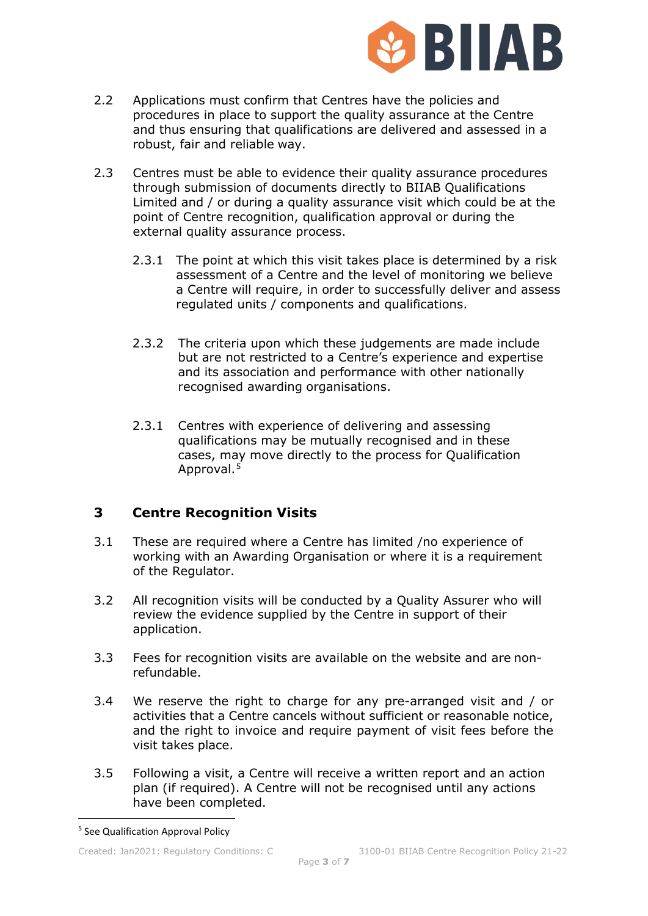2.2 Applications must confirm that Centres have the policies and procedures in place to support the quality assurance at the Centre and thus ensuring that qualifications are delivered and assessed in a robust, fair and reliable way.

2.3 Centres must be able to evidence their quality assurance procedures through submission of documents directly to BIIAB Qualifications Limited and / or during a quality assurance visit which could be at the point of Centre recognition, qualification approval or during the external quality assurance process.

2.3.1 The point at which this visit takes place is determined by a risk assessment of a Centre and the level of monitoring we believe a Centre will require, in order to successfully deliver and assess regulated units / components and qualifications.

2.3.2 The criteria upon which these judgements are made include but are not restricted to a Centre's experience and expertise and its association and performance with other nationally recognised awarding organisations.

2.3.1 Centres with experience of delivering and assessing qualifications may be mutually recognised and in these cases, may move directly to the process for Qualification Approval.[5]

## 3 Centre Recognition Visits

3.1 These are required where a Centre has limited /no experience of working with an Awarding Organisation or where it is a requirement of the Regulator.

3.2 All recognition visits will be conducted by a Quality Assurer who will review the evidence supplied by the Centre in support of their application.

3.3 Fees for recognition visits are available on the website and are non-refundable.

3.4 We reserve the right to charge for any pre-arranged visit and / or activities that a Centre cancels without sufficient or reasonable notice, and the right to invoice and require payment of visit fees before the visit takes place.

3.5 Following a visit, a Centre will receive a written report and an action plan (if required). A Centre will not be recognised until any actions have been completed.

[5] See Qualification Approval Policy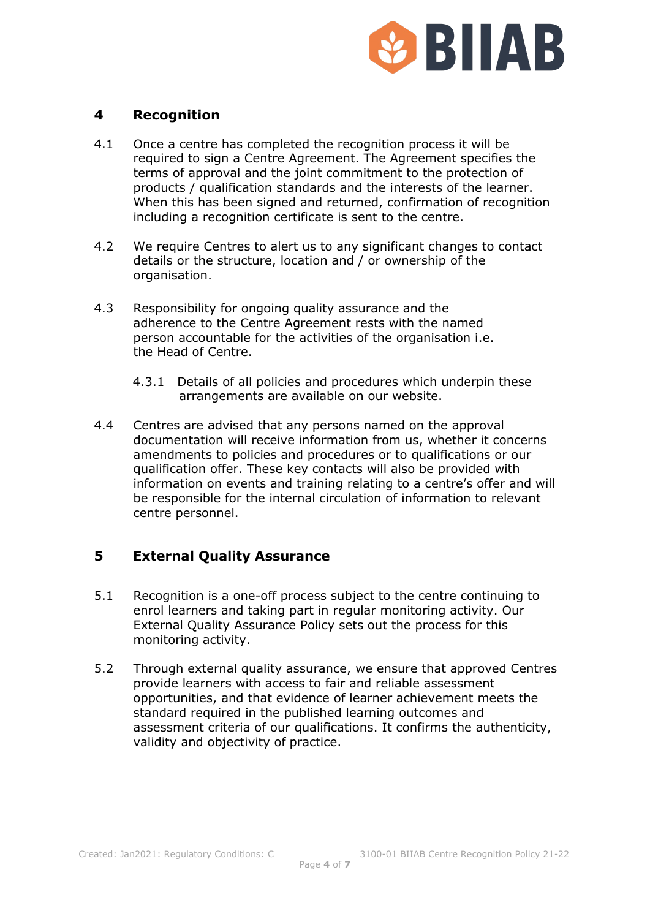## 4 Recognition

4.1 Once a centre has completed the recognition process it will be required to sign a Centre Agreement. The Agreement specifies the terms of approval and the joint commitment to the protection of products / qualification standards and the interests of the learner. When this has been signed and returned, confirmation of recognition including a recognition certificate is sent to the centre.

4.2 We require Centres to alert us to any significant changes to contact details or the structure, location and / or ownership of the organisation.

4.3 Responsibility for ongoing quality assurance and the adherence to the Centre Agreement rests with the named person accountable for the activities of the organisation i.e. the Head of Centre.

4.3.1 Details of all policies and procedures which underpin these arrangements are available on our website.

4.4 Centres are advised that any persons named on the approval documentation will receive information from us, whether it concerns amendments to policies and procedures or to qualifications or our qualification offer. These key contacts will also be provided with information on events and training relating to a centre's offer and will be responsible for the internal circulation of information to relevant centre personnel.

## 5 External Quality Assurance

5.1 Recognition is a one-off process subject to the centre continuing to enrol learners and taking part in regular monitoring activity. Our External Quality Assurance Policy sets out the process for this monitoring activity.

5.2 Through external quality assurance, we ensure that approved Centres provide learners with access to fair and reliable assessment opportunities, and that evidence of learner achievement meets the standard required in the published learning outcomes and assessment criteria of our qualifications. It confirms the authenticity, validity and objectivity of practice.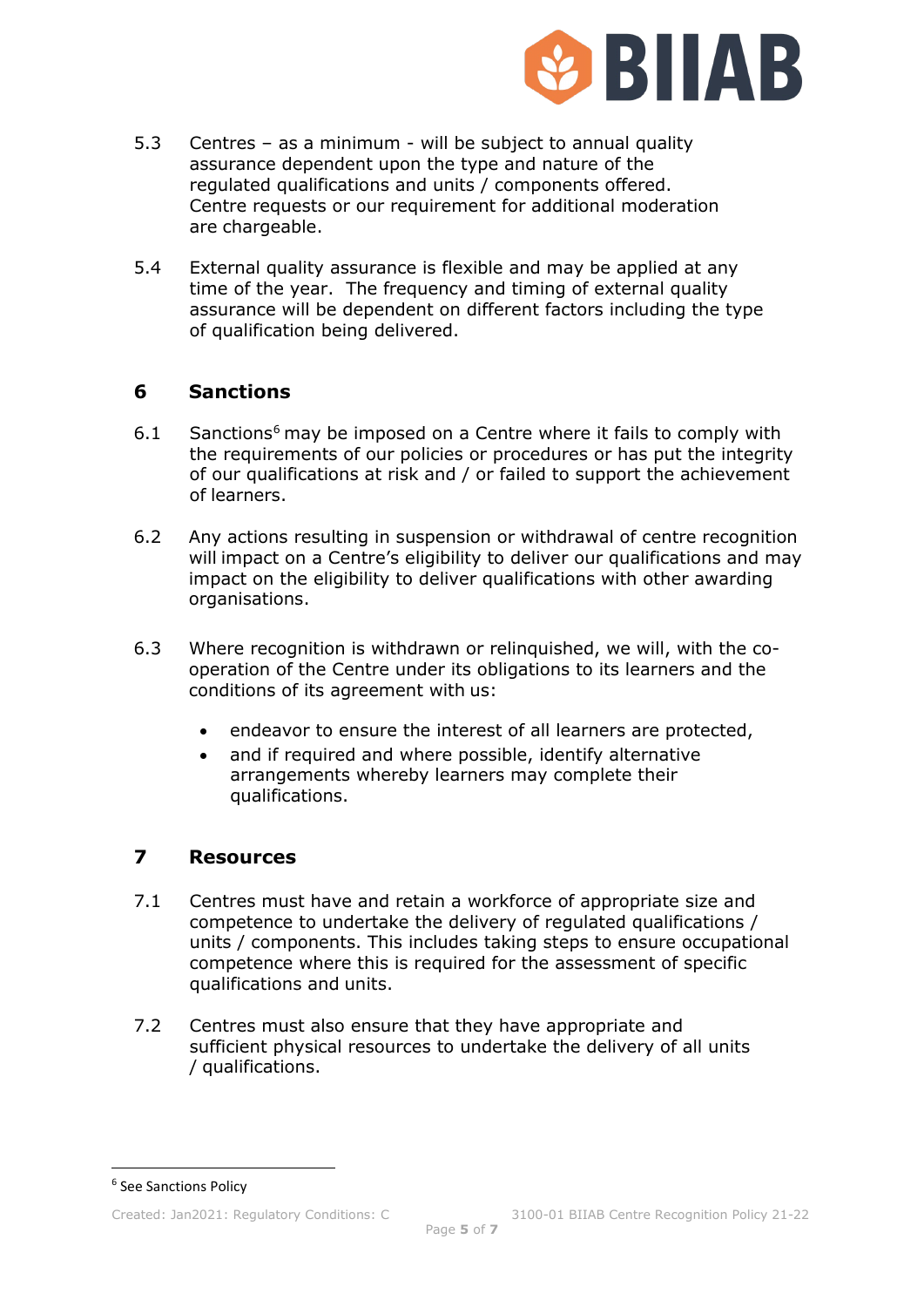5.3 Centres – as a minimum - will be subject to annual quality assurance dependent upon the type and nature of the regulated qualifications and units / components offered. Centre requests or our requirement for additional moderation are chargeable.

5.4 External quality assurance is flexible and may be applied at any time of the year. The frequency and timing of external quality assurance will be dependent on different factors including the type of qualification being delivered.

## 6 Sanctions

6.1 Sanctions[6] may be imposed on a Centre where it fails to comply with the requirements of our policies or procedures or has put the integrity of our qualifications at risk and / or failed to support the achievement of learners.

6.2 Any actions resulting in suspension or withdrawal of centre recognition will impact on a Centre's eligibility to deliver our qualifications and may impact on the eligibility to deliver qualifications with other awarding organisations.

6.3 Where recognition is withdrawn or relinquished, we will, with the co-operation of the Centre under its obligations to its learners and the conditions of its agreement with us:

- endeavor to ensure the interest of all learners are protected,
- and if required and where possible, identify alternative arrangements whereby learners may complete their qualifications.

## 7 Resources

7.1 Centres must have and retain a workforce of appropriate size and competence to undertake the delivery of regulated qualifications / units / components. This includes taking steps to ensure occupational competence where this is required for the assessment of specific qualifications and units.

7.2 Centres must also ensure that they have appropriate and sufficient physical resources to undertake the delivery of all units / qualifications.

[6] See Sanctions Policy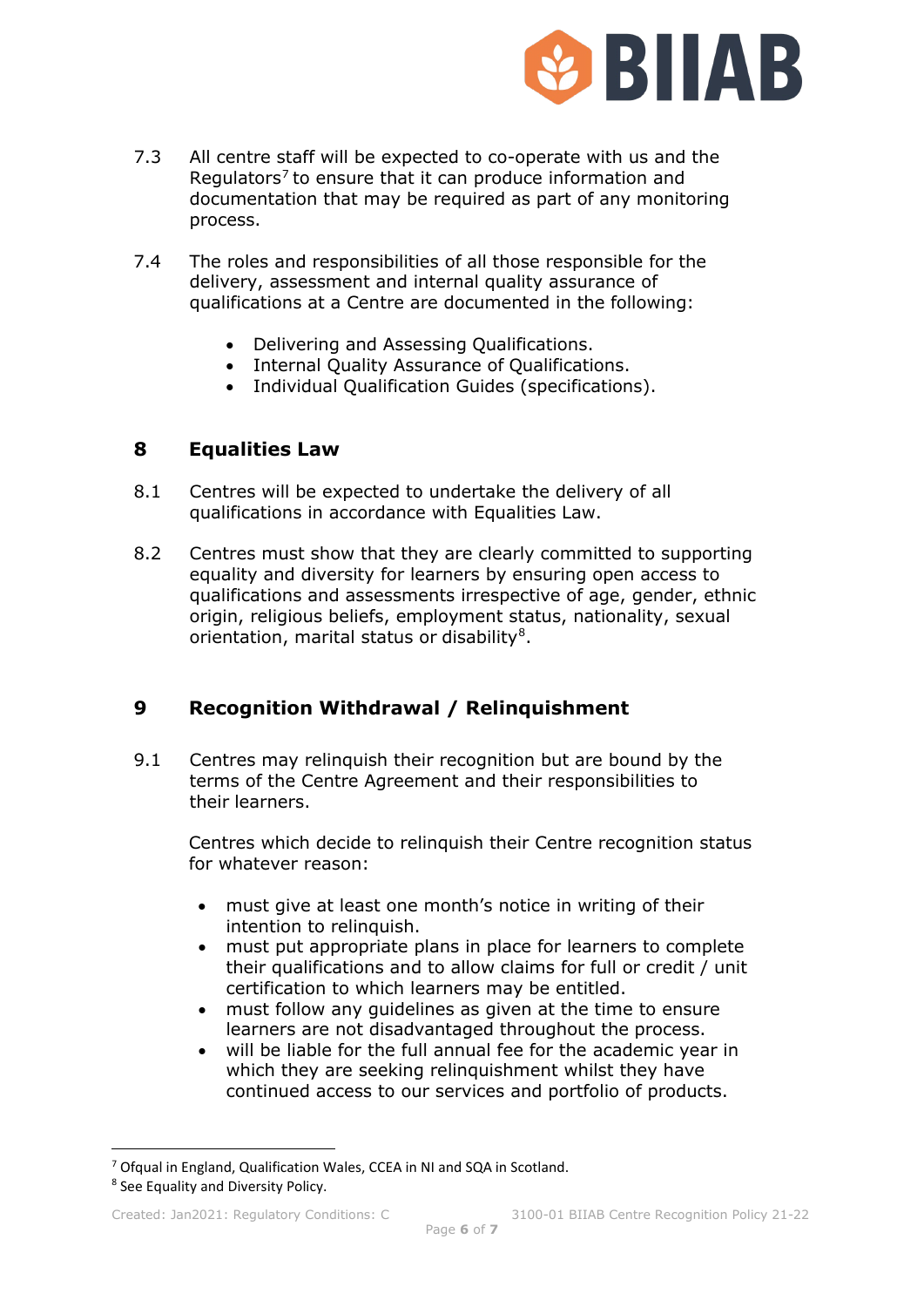7.3 All centre staff will be expected to co-operate with us and the Regulators[7] to ensure that it can produce information and documentation that may be required as part of any monitoring process.

7.4 The roles and responsibilities of all those responsible for the delivery, assessment and internal quality assurance of qualifications at a Centre are documented in the following:

- Delivering and Assessing Qualifications.
- Internal Quality Assurance of Qualifications.
- Individual Qualification Guides (specifications).

## 8 Equalities Law

8.1 Centres will be expected to undertake the delivery of all qualifications in accordance with Equalities Law.

8.2 Centres must show that they are clearly committed to supporting equality and diversity for learners by ensuring open access to qualifications and assessments irrespective of age, gender, ethnic origin, religious beliefs, employment status, nationality, sexual orientation, marital status or disability[8].

## 9 Recognition Withdrawal / Relinquishment

9.1 Centres may relinquish their recognition but are bound by the terms of the Centre Agreement and their responsibilities to their learners.

Centres which decide to relinquish their Centre recognition status for whatever reason:

- must give at least one month's notice in writing of their intention to relinquish.
- must put appropriate plans in place for learners to complete their qualifications and to allow claims for full or credit / unit certification to which learners may be entitled.
- must follow any guidelines as given at the time to ensure learners are not disadvantaged throughout the process.
- will be liable for the full annual fee for the academic year in which they are seeking relinquishment whilst they have continued access to our services and portfolio of products.

---

[7] Ofqual in England, Qualification Wales, CCEA in NI and SQA in Scotland.

[8] See Equality and Diversity Policy.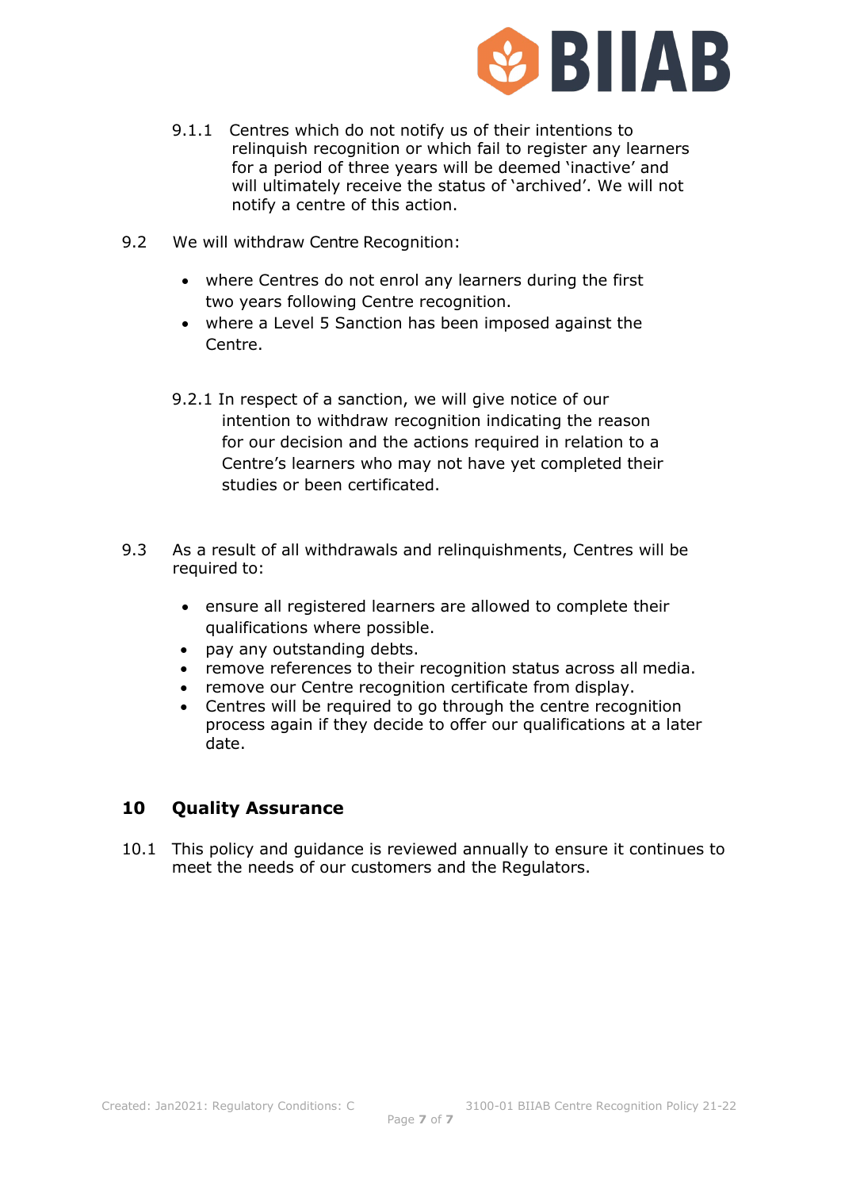9.1.1 Centres which do not notify us of their intentions to relinquish recognition or which fail to register any learners for a period of three years will be deemed 'inactive' and will ultimately receive the status of 'archived'. We will not notify a centre of this action.

9.2 We will withdraw Centre Recognition:

- where Centres do not enrol any learners during the first two years following Centre recognition.
- where a Level 5 Sanction has been imposed against the Centre.

9.2.1 In respect of a sanction, we will give notice of our intention to withdraw recognition indicating the reason for our decision and the actions required in relation to a Centre's learners who may not have yet completed their studies or been certificated.

9.3 As a result of all withdrawals and relinquishments, Centres will be required to:

- ensure all registered learners are allowed to complete their qualifications where possible.
- pay any outstanding debts.
- remove references to their recognition status across all media.
- remove our Centre recognition certificate from display.
- Centres will be required to go through the centre recognition process again if they decide to offer our qualifications at a later date.

## 10 Quality Assurance

10.1 This policy and guidance is reviewed annually to ensure it continues to meet the needs of our customers and the Regulators.